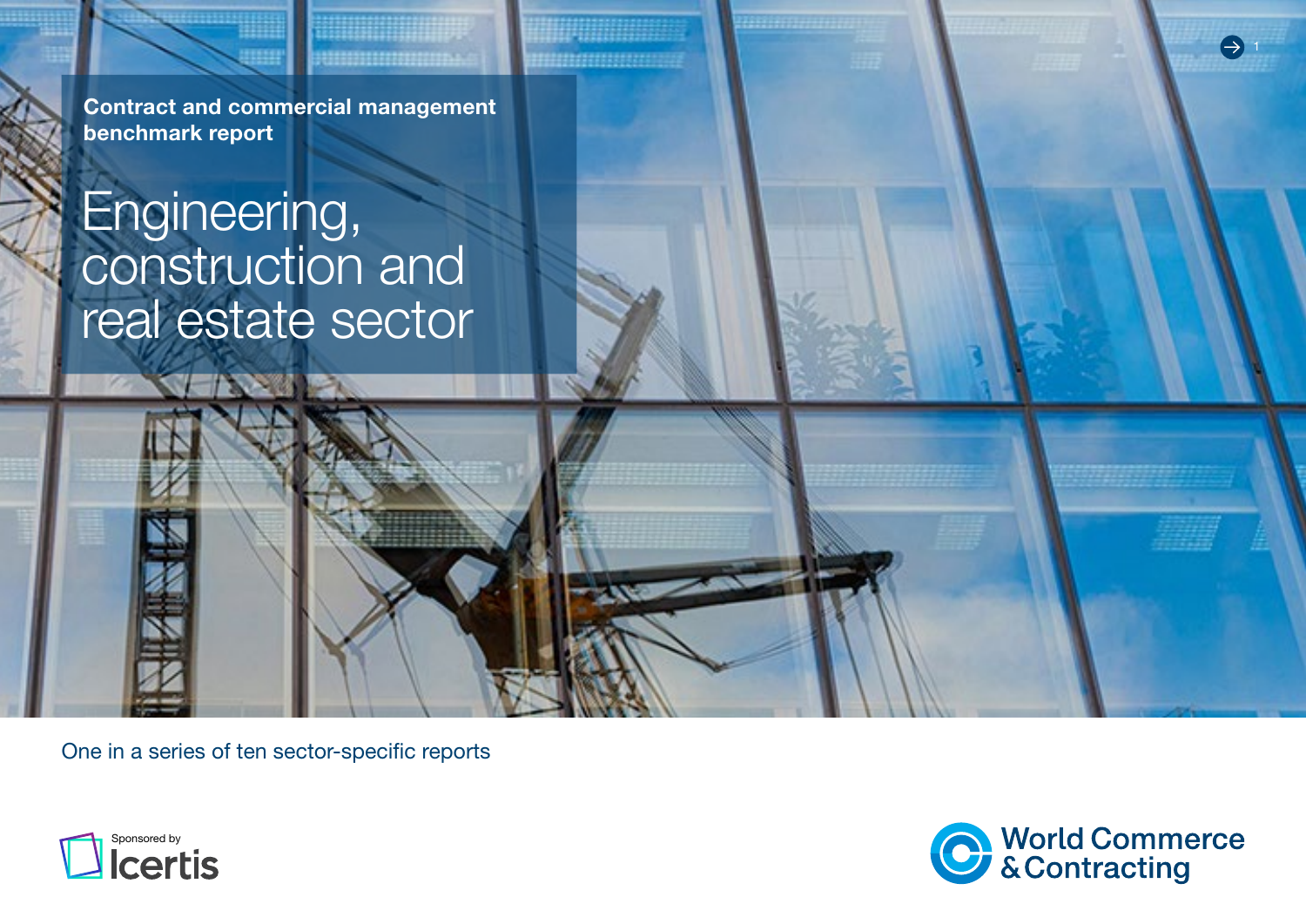**Contract and commercial management benchmark report**

# Engineering, construction and real estate sector

One in a series of ten sector-specific reports

Sponsored by Icertis

World Commerce & Contracting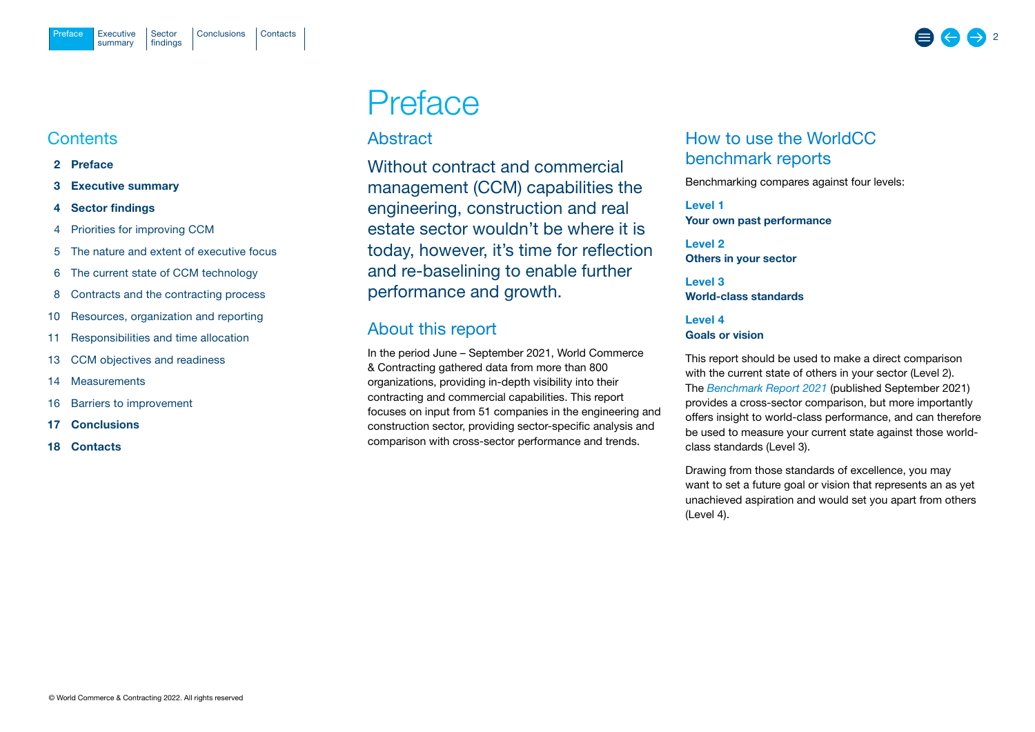# Preface

## Contents

**2 Preface**

**3 Executive summary**

**4 Sector findings**

4 Priorities for improving CCM

5 The nature and extent of executive focus

6 The current state of CCM technology

8 Contracts and the contracting process

10 Resources, organization and reporting

11 Responsibilities and time allocation

13 CCM objectives and readiness

14 Measurements

16 Barriers to improvement

**17 Conclusions**

**18 Contacts**

## Abstract

Without contract and commercial management (CCM) capabilities the engineering, construction and real estate sector wouldn't be where it is today, however, it's time for reflection and re-baselining to enable further performance and growth.

## About this report

In the period June – September 2021, World Commerce & Contracting gathered data from more than 800 organizations, providing in-depth visibility into their contracting and commercial capabilities. This report focuses on input from 51 companies in the engineering and construction sector, providing sector-specific analysis and comparison with cross-sector performance and trends.

## How to use the WorldCC benchmark reports

Benchmarking compares against four levels:

**Level 1**
**Your own past performance**

**Level 2**
**Others in your sector**

**Level 3**
**World-class standards**

**Level 4**
**Goals or vision**

This report should be used to make a direct comparison with the current state of others in your sector (Level 2). The *Benchmark Report 2021* (published September 2021) provides a cross-sector comparison, but more importantly offers insight to world-class performance, and can therefore be used to measure your current state against those world-class standards (Level 3).

Drawing from those standards of excellence, you may want to set a future goal or vision that represents an as yet unachieved aspiration and would set you apart from others (Level 4).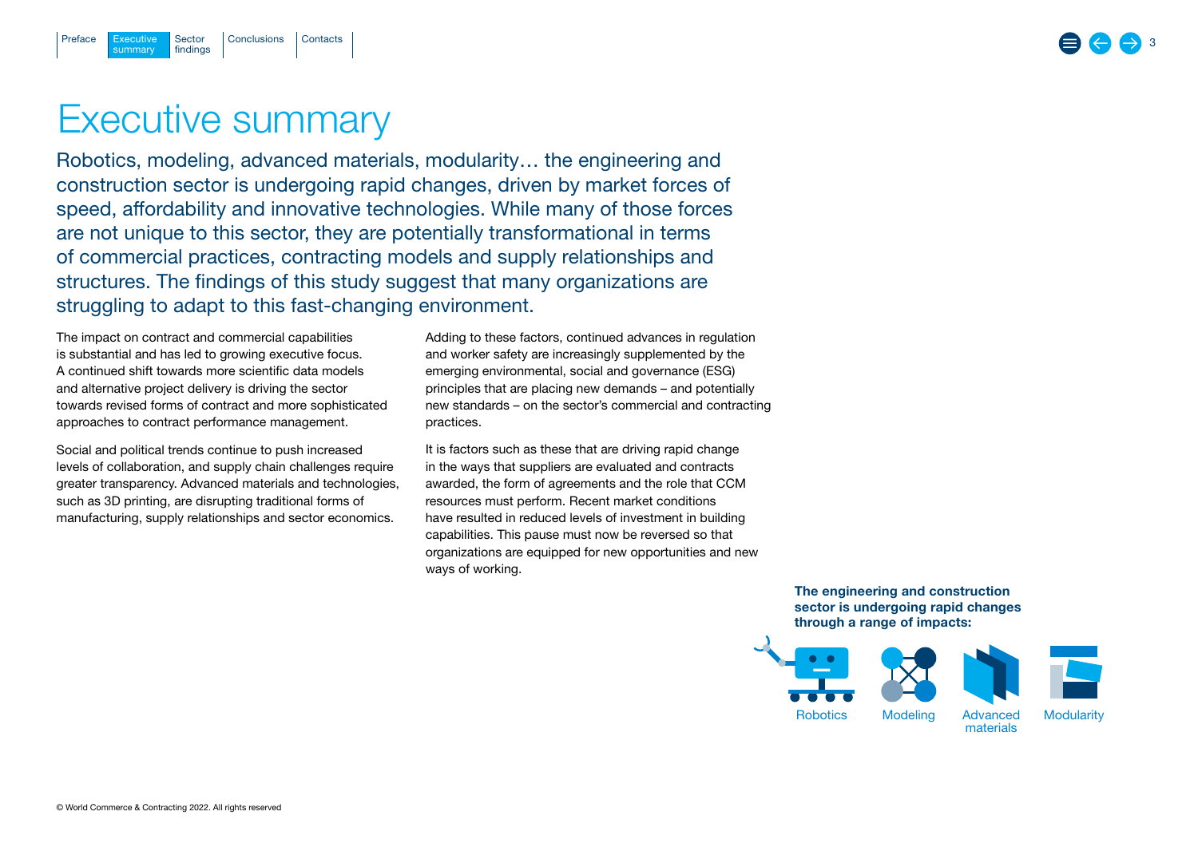# Executive summary

Robotics, modeling, advanced materials, modularity… the engineering and construction sector is undergoing rapid changes, driven by market forces of speed, affordability and innovative technologies. While many of those forces are not unique to this sector, they are potentially transformational in terms of commercial practices, contracting models and supply relationships and structures. The findings of this study suggest that many organizations are struggling to adapt to this fast-changing environment.

The impact on contract and commercial capabilities is substantial and has led to growing executive focus. A continued shift towards more scientific data models and alternative project delivery is driving the sector towards revised forms of contract and more sophisticated approaches to contract performance management.

Social and political trends continue to push increased levels of collaboration, and supply chain challenges require greater transparency. Advanced materials and technologies, such as 3D printing, are disrupting traditional forms of manufacturing, supply relationships and sector economics.

Adding to these factors, continued advances in regulation and worker safety are increasingly supplemented by the emerging environmental, social and governance (ESG) principles that are placing new demands – and potentially new standards – on the sector's commercial and contracting practices.

It is factors such as these that are driving rapid change in the ways that suppliers are evaluated and contracts awarded, the form of agreements and the role that CCM resources must perform. Recent market conditions have resulted in reduced levels of investment in building capabilities. This pause must now be reversed so that organizations are equipped for new opportunities and new ways of working.

**The engineering and construction sector is undergoing rapid changes through a range of impacts:**

Robotics | Modeling | Advanced materials | Modularity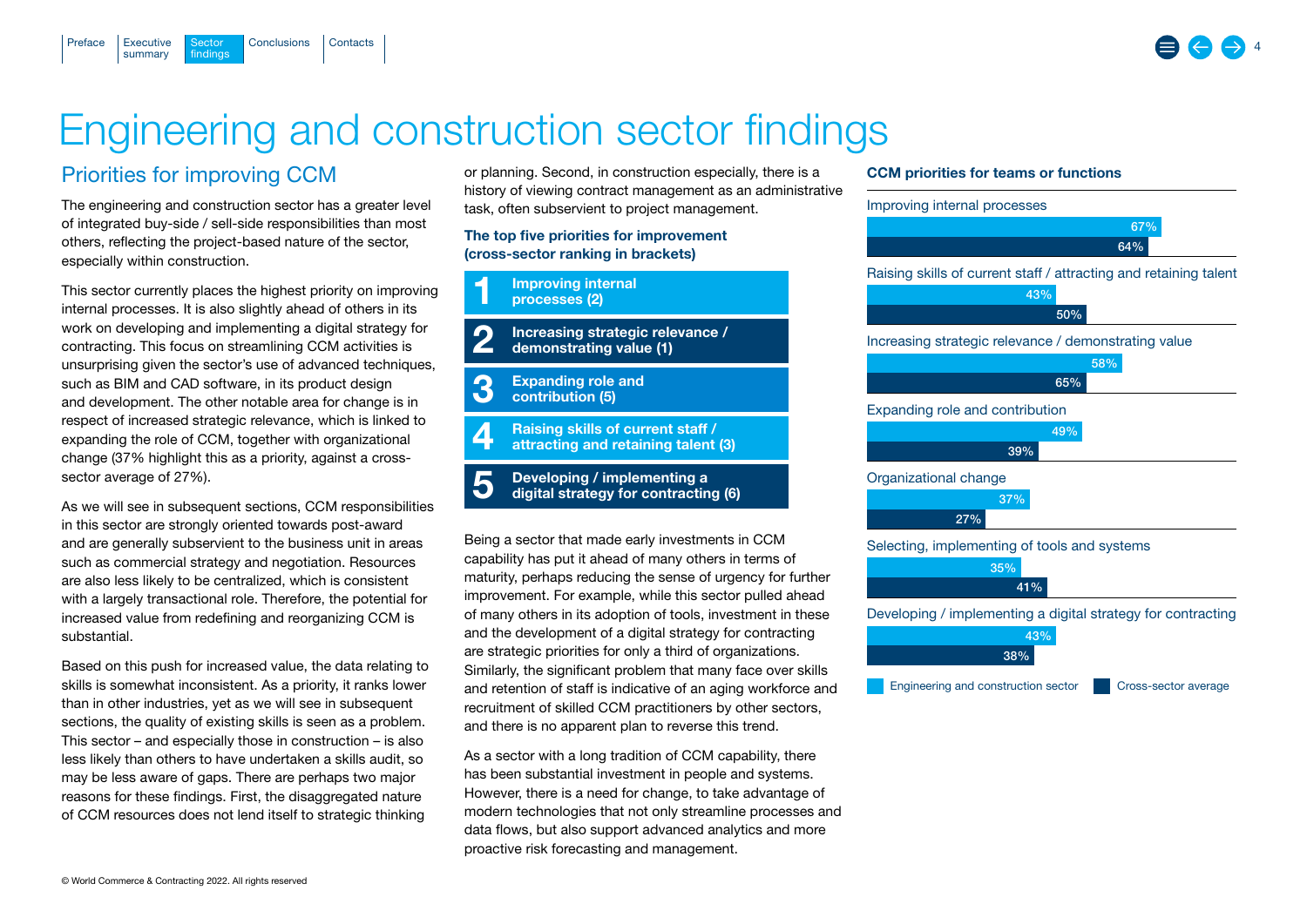# Engineering and construction sector findings

## Priorities for improving CCM

The engineering and construction sector has a greater level of integrated buy-side / sell-side responsibilities than most others, reflecting the project-based nature of the sector, especially within construction.

This sector currently places the highest priority on improving internal processes. It is also slightly ahead of others in its work on developing and implementing a digital strategy for contracting. This focus on streamlining CCM activities is unsurprising given the sector's use of advanced techniques, such as BIM and CAD software, in its product design and development. The other notable area for change is in respect of increased strategic relevance, which is linked to expanding the role of CCM, together with organizational change (37% highlight this as a priority, against a cross-sector average of 27%).

As we will see in subsequent sections, CCM responsibilities in this sector are strongly oriented towards post-award and are generally subservient to the business unit in areas such as commercial strategy and negotiation. Resources are also less likely to be centralized, which is consistent with a largely transactional role. Therefore, the potential for increased value from redefining and reorganizing CCM is substantial.

Based on this push for increased value, the data relating to skills is somewhat inconsistent. As a priority, it ranks lower than in other industries, yet as we will see in subsequent sections, the quality of existing skills is seen as a problem. This sector – and especially those in construction – is also less likely than others to have undertaken a skills audit, so may be less aware of gaps. There are perhaps two major reasons for these findings. First, the disaggregated nature of CCM resources does not lend itself to strategic thinking or planning. Second, in construction especially, there is a history of viewing contract management as an administrative task, often subservient to project management.

**The top five priorities for improvement (cross-sector ranking in brackets)**

1. **Improving internal processes (2)**
2. **Increasing strategic relevance / demonstrating value (1)**
3. **Expanding role and contribution (5)**
4. **Raising skills of current staff / attracting and retaining talent (3)**
5. **Developing / implementing a digital strategy for contracting (6)**

Being a sector that made early investments in CCM capability has put it ahead of many others in terms of maturity, perhaps reducing the sense of urgency for further improvement. For example, while this sector pulled ahead of many others in its adoption of tools, investment in these and the development of a digital strategy for contracting are strategic priorities for only a third of organizations. Similarly, the significant problem that many face over skills and retention of staff is indicative of an aging workforce and recruitment of skilled CCM practitioners by other sectors, and there is no apparent plan to reverse this trend.

As a sector with a long tradition of CCM capability, there has been substantial investment in people and systems. However, there is a need for change, to take advantage of modern technologies that not only streamline processes and data flows, but also support advanced analytics and more proactive risk forecasting and management.

**CCM priorities for teams or functions**

| Priority | Engineering and construction sector | Cross-sector average |
| --- | --- | --- |
| Improving internal processes | 67% | 64% |
| Raising skills of current staff / attracting and retaining talent | 43% | 50% |
| Increasing strategic relevance / demonstrating value | 58% | 65% |
| Expanding role and contribution | 49% | 39% |
| Organizational change | 37% | 27% |
| Selecting, implementing of tools and systems | 35% | 41% |
| Developing / implementing a digital strategy for contracting | 43% | 38% |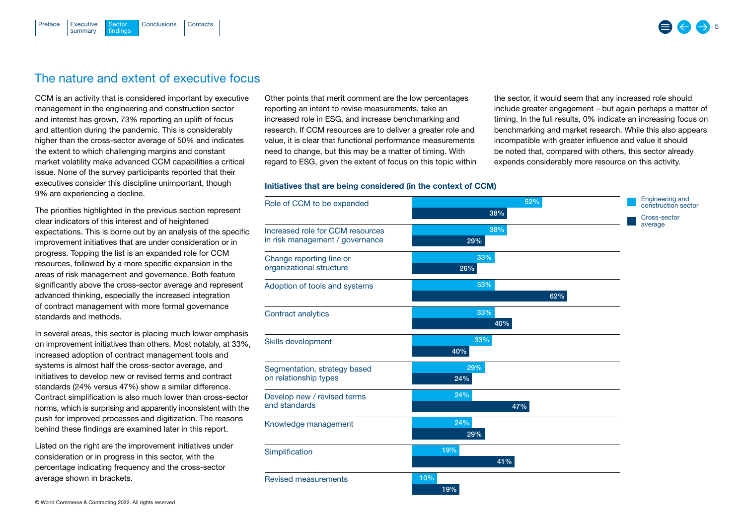## The nature and extent of executive focus

CCM is an activity that is considered important by executive management in the engineering and construction sector and interest has grown, 73% reporting an uplift of focus and attention during the pandemic. This is considerably higher than the cross-sector average of 50% and indicates the extent to which challenging margins and constant market volatility make advanced CCM capabilities a critical issue. None of the survey participants reported that their executives consider this discipline unimportant, though 9% are experiencing a decline.

The priorities highlighted in the previous section represent clear indicators of this interest and of heightened expectations. This is borne out by an analysis of the specific improvement initiatives that are under consideration or in progress. Topping the list is an expanded role for CCM resources, followed by a more specific expansion in the areas of risk management and governance. Both feature significantly above the cross-sector average and represent advanced thinking, especially the increased integration of contract management with more formal governance standards and methods.

In several areas, this sector is placing much lower emphasis on improvement initiatives than others. Most notably, at 33%, increased adoption of contract management tools and systems is almost half the cross-sector average, and initiatives to develop new or revised terms and contract standards (24% versus 47%) show a similar difference. Contract simplification is also much lower than cross-sector norms, which is surprising and apparently inconsistent with the push for improved processes and digitization. The reasons behind these findings are examined later in this report.

Listed on the right are the improvement initiatives under consideration or in progress in this sector, with the percentage indicating frequency and the cross-sector average shown in brackets.

Other points that merit comment are the low percentages reporting an intent to revise measurements, take an increased role in ESG, and increase benchmarking and research. If CCM resources are to deliver a greater role and value, it is clear that functional performance measurements need to change, but this may be a matter of timing. With regard to ESG, given the extent of focus on this topic within the sector, it would seem that any increased role should include greater engagement – but again perhaps a matter of timing. In the full results, 0% indicate an increasing focus on benchmarking and market research. While this also appears incompatible with greater influence and value it should be noted that, compared with others, this sector already expends considerably more resource on this activity.

**Initiatives that are being considered (in the context of CCM)**

| Initiative | Engineering and construction sector | Cross-sector average |
|---|---|---|
| Role of CCM to be expanded | 52% | 38% |
| Increased role for CCM resources in risk management / governance | 38% | 29% |
| Change reporting line or organizational structure | 33% | 26% |
| Adoption of tools and systems | 33% | 62% |
| Contract analytics | 33% | 40% |
| Skills development | 33% | 40% |
| Segmentation, strategy based on relationship types | 29% | 24% |
| Develop new / revised terms and standards | 24% | 47% |
| Knowledge management | 24% | 29% |
| Simplification | 19% | 41% |
| Revised measurements | 10% | 19% |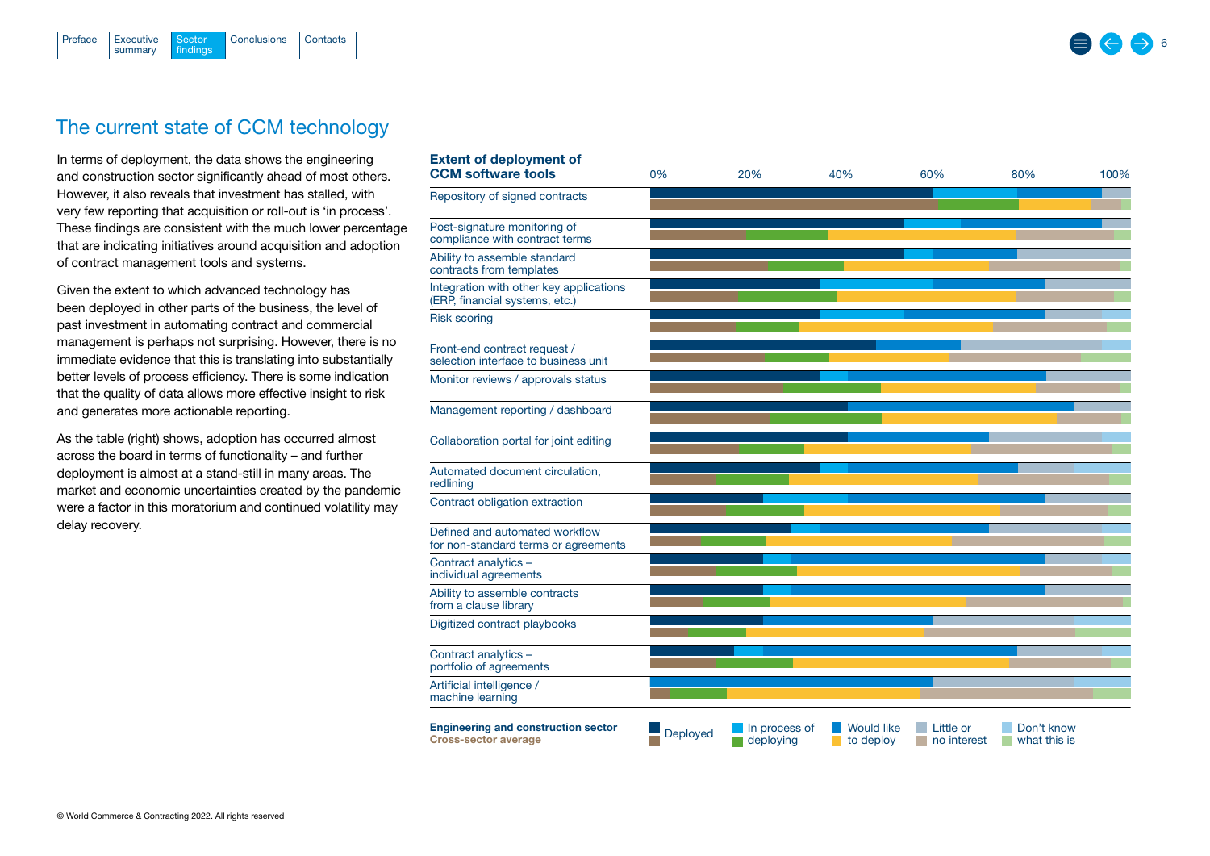## The current state of CCM technology

In terms of deployment, the data shows the engineering and construction sector significantly ahead of most others. However, it also reveals that investment has stalled, with very few reporting that acquisition or roll-out is 'in process'. These findings are consistent with the much lower percentage that are indicating initiatives around acquisition and adoption of contract management tools and systems.

Given the extent to which advanced technology has been deployed in other parts of the business, the level of past investment in automating contract and commercial management is perhaps not surprising. However, there is no immediate evidence that this is translating into substantially better levels of process efficiency. There is some indication that the quality of data allows more effective insight to risk and generates more actionable reporting.

As the table (right) shows, adoption has occurred almost across the board in terms of functionality – and further deployment is almost at a stand-still in many areas. The market and economic uncertainties created by the pandemic were a factor in this moratorium and continued volatility may delay recovery.

**Extent of deployment of CCM software tools**

0% 20% 40% 60% 80% 100%

- Repository of signed contracts
- Post-signature monitoring of compliance with contract terms
- Ability to assemble standard contracts from templates
- Integration with other key applications (ERP, financial systems, etc.)
- Risk scoring
- Front-end contract request / selection interface to business unit
- Monitor reviews / approvals status
- Management reporting / dashboard
- Collaboration portal for joint editing
- Automated document circulation, redlining
- Contract obligation extraction
- Defined and automated workflow for non-standard terms or agreements
- Contract analytics – individual agreements
- Ability to assemble contracts from a clause library
- Digitized contract playbooks
- Contract analytics – portfolio of agreements
- Artificial intelligence / machine learning

**Engineering and construction sector**
**Cross-sector average**

Deployed | In process of deploying | Would like to deploy | Little or no interest | Don't know what this is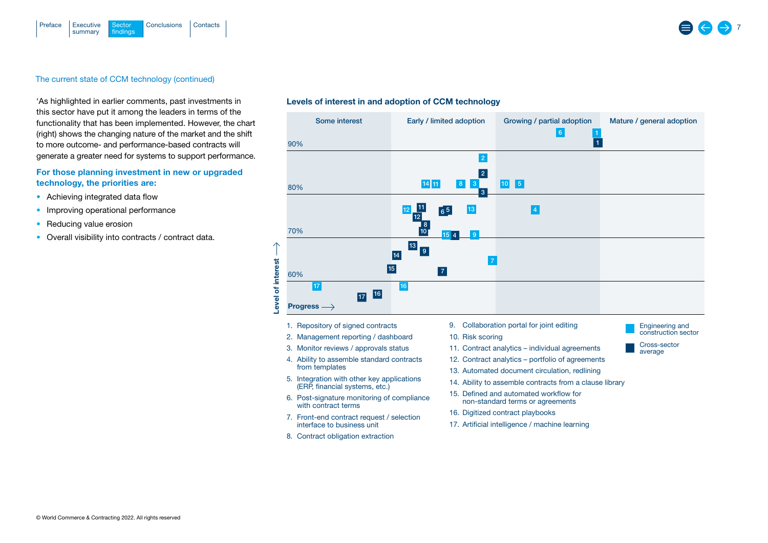The current state of CCM technology (continued)

'As highlighted in earlier comments, past investments in this sector have put it among the leaders in terms of the functionality that has been implemented. However, the chart (right) shows the changing nature of the market and the shift to more outcome- and performance-based contracts will generate a greater need for systems to support performance.

**For those planning investment in new or upgraded technology, the priorities are:**

- Achieving integrated data flow
- Improving operational performance
- Reducing value erosion
- Overall visibility into contracts / contract data.

### Levels of interest in and adoption of CCM technology

Columns (Progress →): Some interest | Early / limited adoption | Growing / partial adoption | Mature / general adoption

Level of interest ↑: 60%, 70%, 80%, 90%

Legend: Engineering and construction sector; Cross-sector average

1. Repository of signed contracts
2. Management reporting / dashboard
3. Monitor reviews / approvals status
4. Ability to assemble standard contracts from templates
5. Integration with other key applications (ERP, financial systems, etc.)
6. Post-signature monitoring of compliance with contract terms
7. Front-end contract request / selection interface to business unit
8. Contract obligation extraction
9. Collaboration portal for joint editing
10. Risk scoring
11. Contract analytics – individual agreements
12. Contract analytics – portfolio of agreements
13. Automated document circulation, redlining
14. Ability to assemble contracts from a clause library
15. Defined and automated workflow for non-standard terms or agreements
16. Digitized contract playbooks
17. Artificial intelligence / machine learning

© World Commerce & Contracting 2022. All rights reserved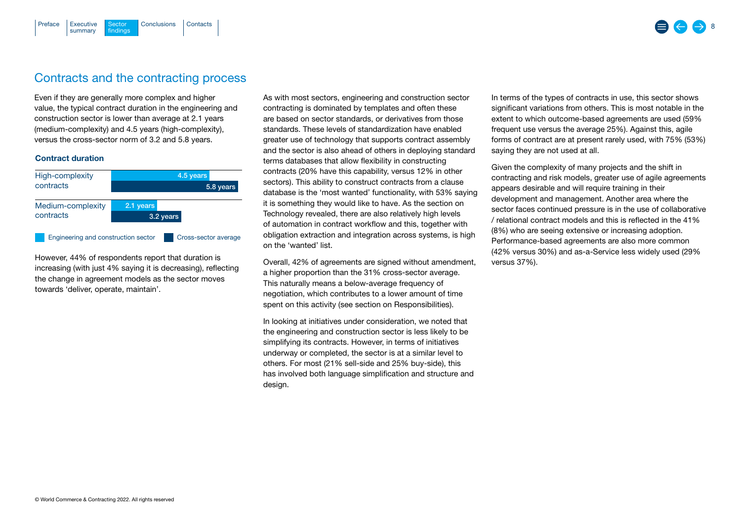## Contracts and the contracting process

Even if they are generally more complex and higher value, the typical contract duration in the engineering and construction sector is lower than average at 2.1 years (medium-complexity) and 4.5 years (high-complexity), versus the cross-sector norm of 3.2 and 5.8 years.

**Contract duration**

| | Engineering and construction sector | Cross-sector average |
|---|---|---|
| High-complexity contracts | 4.5 years | 5.8 years |
| Medium-complexity contracts | 2.1 years | 3.2 years |

However, 44% of respondents report that duration is increasing (with just 4% saying it is decreasing), reflecting the change in agreement models as the sector moves towards 'deliver, operate, maintain'.

As with most sectors, engineering and construction sector contracting is dominated by templates and often these are based on sector standards, or derivatives from those standards. These levels of standardization have enabled greater use of technology that supports contract assembly and the sector is also ahead of others in deploying standard terms databases that allow flexibility in constructing contracts (20% have this capability, versus 12% in other sectors). This ability to construct contracts from a clause database is the 'most wanted' functionality, with 53% saying it is something they would like to have. As the section on Technology revealed, there are also relatively high levels of automation in contract workflow and this, together with obligation extraction and integration across systems, is high on the 'wanted' list.

Overall, 42% of agreements are signed without amendment, a higher proportion than the 31% cross-sector average. This naturally means a below-average frequency of negotiation, which contributes to a lower amount of time spent on this activity (see section on Responsibilities).

In looking at initiatives under consideration, we noted that the engineering and construction sector is less likely to be simplifying its contracts. However, in terms of initiatives underway or completed, the sector is at a similar level to others. For most (21% sell-side and 25% buy-side), this has involved both language simplification and structure and design.

In terms of the types of contracts in use, this sector shows significant variations from others. This is most notable in the extent to which outcome-based agreements are used (59% frequent use versus the average 25%). Against this, agile forms of contract are at present rarely used, with 75% (53%) saying they are not used at all.

Given the complexity of many projects and the shift in contracting and risk models, greater use of agile agreements appears desirable and will require training in their development and management. Another area where the sector faces continued pressure is in the use of collaborative / relational contract models and this is reflected in the 41% (8%) who are seeing extensive or increasing adoption. Performance-based agreements are also more common (42% versus 30%) and as-a-Service less widely used (29% versus 37%).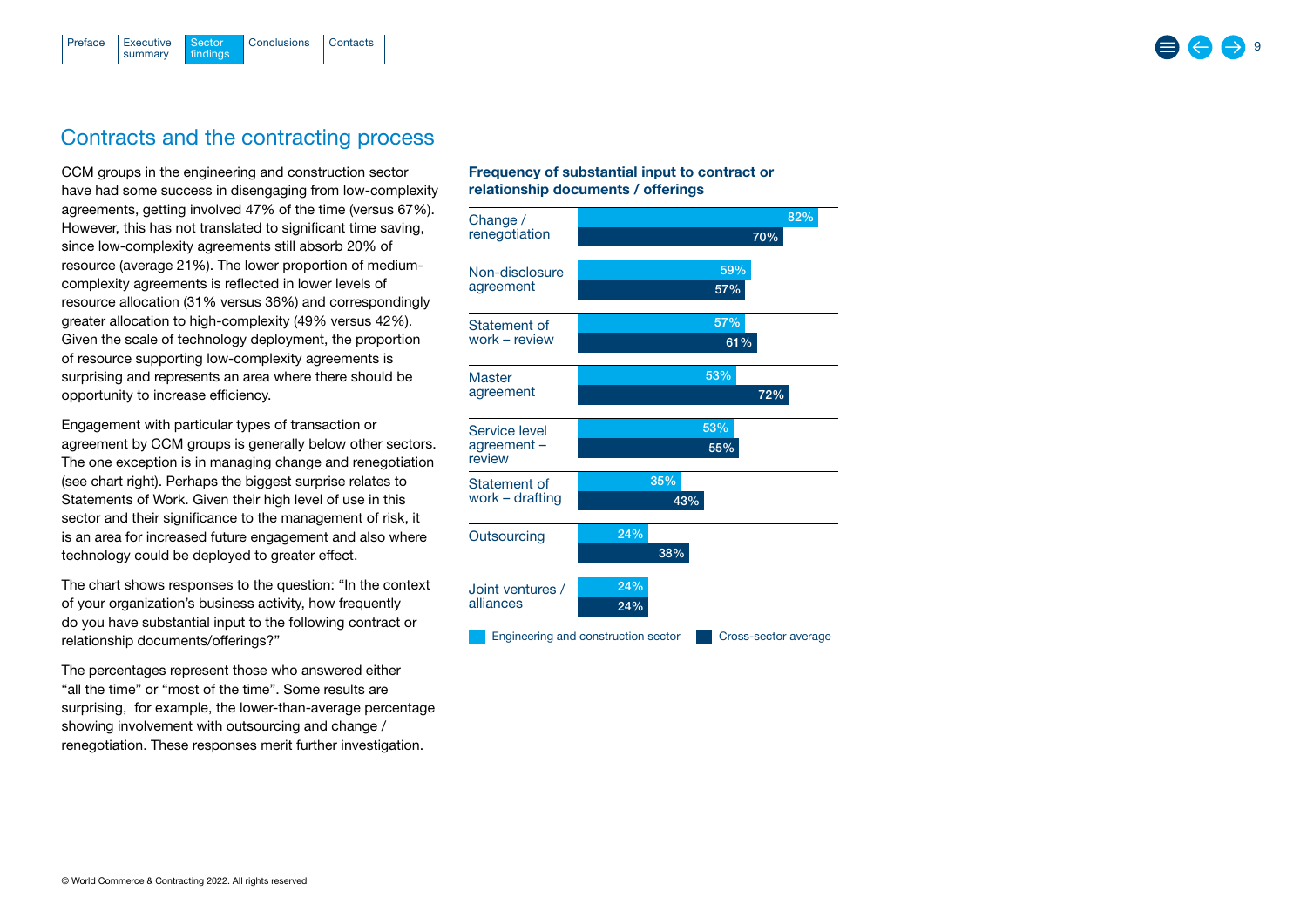## Contracts and the contracting process

CCM groups in the engineering and construction sector have had some success in disengaging from low-complexity agreements, getting involved 47% of the time (versus 67%). However, this has not translated to significant time saving, since low-complexity agreements still absorb 20% of resource (average 21%). The lower proportion of medium-complexity agreements is reflected in lower levels of resource allocation (31% versus 36%) and correspondingly greater allocation to high-complexity (49% versus 42%). Given the scale of technology deployment, the proportion of resource supporting low-complexity agreements is surprising and represents an area where there should be opportunity to increase efficiency.

Engagement with particular types of transaction or agreement by CCM groups is generally below other sectors. The one exception is in managing change and renegotiation (see chart right). Perhaps the biggest surprise relates to Statements of Work. Given their high level of use in this sector and their significance to the management of risk, it is an area for increased future engagement and also where technology could be deployed to greater effect.

The chart shows responses to the question: "In the context of your organization's business activity, how frequently do you have substantial input to the following contract or relationship documents/offerings?"

The percentages represent those who answered either "all the time" or "most of the time". Some results are surprising, for example, the lower-than-average percentage showing involvement with outsourcing and change / renegotiation. These responses merit further investigation.

**Frequency of substantial input to contract or relationship documents / offerings**

| | Engineering and construction sector | Cross-sector average |
|---|---|---|
| Change / renegotiation | 82% | 70% |
| Non-disclosure agreement | 59% | 57% |
| Statement of work – review | 57% | 61% |
| Master agreement | 53% | 72% |
| Service level agreement – review | 53% | 55% |
| Statement of work – drafting | 35% | 43% |
| Outsourcing | 24% | 38% |
| Joint ventures / alliances | 24% | 24% |

© World Commerce & Contracting 2022. All rights reserved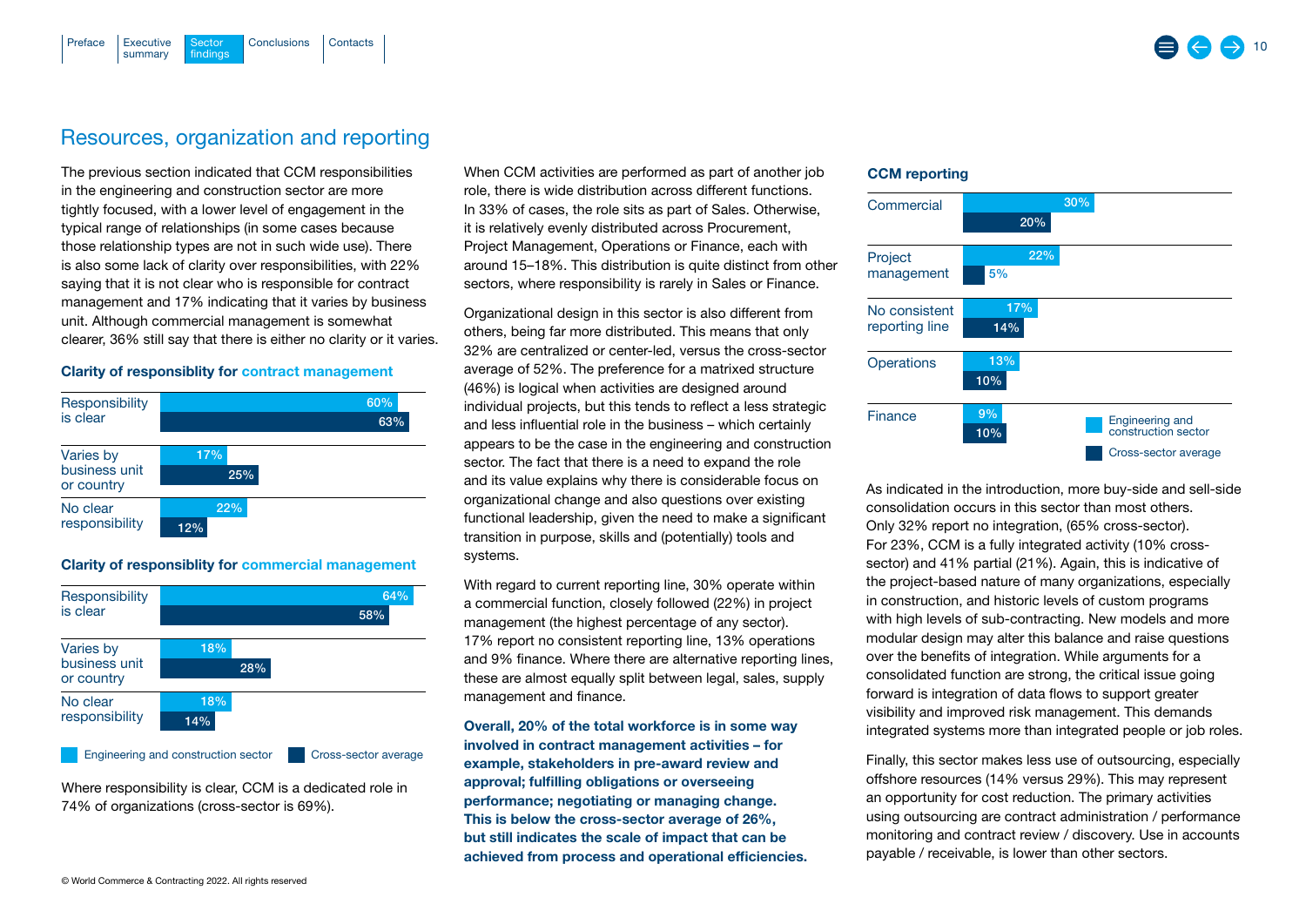## Resources, organization and reporting

The previous section indicated that CCM responsibilities in the engineering and construction sector are more tightly focused, with a lower level of engagement in the typical range of relationships (in some cases because those relationship types are not in such wide use). There is also some lack of clarity over responsibilities, with 22% saying that it is not clear who is responsible for contract management and 17% indicating that it varies by business unit. Although commercial management is somewhat clearer, 36% still say that there is either no clarity or it varies.

**Clarity of responsiblity for contract management**

| | Engineering and construction sector | Cross-sector average |
|---|---|---|
| Responsibility is clear | 60% | 63% |
| Varies by business unit or country | 17% | 25% |
| No clear responsibility | 22% | 12% |

**Clarity of responsiblity for commercial management**

| | Engineering and construction sector | Cross-sector average |
|---|---|---|
| Responsibility is clear | 64% | 58% |
| Varies by business unit or country | 18% | 28% |
| No clear responsibility | 18% | 14% |

Where responsibility is clear, CCM is a dedicated role in 74% of organizations (cross-sector is 69%).

When CCM activities are performed as part of another job role, there is wide distribution across different functions. In 33% of cases, the role sits as part of Sales. Otherwise, it is relatively evenly distributed across Procurement, Project Management, Operations or Finance, each with around 15–18%. This distribution is quite distinct from other sectors, where responsibility is rarely in Sales or Finance.

Organizational design in this sector is also different from others, being far more distributed. This means that only 32% are centralized or center-led, versus the cross-sector average of 52%. The preference for a matrixed structure (46%) is logical when activities are designed around individual projects, but this tends to reflect a less strategic and less influential role in the business – which certainly appears to be the case in the engineering and construction sector. The fact that there is a need to expand the role and its value explains why there is considerable focus on organizational change and also questions over existing functional leadership, given the need to make a significant transition in purpose, skills and (potentially) tools and systems.

With regard to current reporting line, 30% operate within a commercial function, closely followed (22%) in project management (the highest percentage of any sector). 17% report no consistent reporting line, 13% operations and 9% finance. Where there are alternative reporting lines, these are almost equally split between legal, sales, supply management and finance.

**Overall, 20% of the total workforce is in some way involved in contract management activities – for example, stakeholders in pre-award review and approval; fulfilling obligations or overseeing performance; negotiating or managing change. This is below the cross-sector average of 26%, but still indicates the scale of impact that can be achieved from process and operational efficiencies.**

**CCM reporting**

| | Engineering and construction sector | Cross-sector average |
|---|---|---|
| Commercial | 30% | 20% |
| Project management | 22% | 5% |
| No consistent reporting line | 17% | 14% |
| Operations | 13% | 10% |
| Finance | 9% | 10% |

As indicated in the introduction, more buy-side and sell-side consolidation occurs in this sector than most others. Only 32% report no integration, (65% cross-sector). For 23%, CCM is a fully integrated activity (10% cross-sector) and 41% partial (21%). Again, this is indicative of the project-based nature of many organizations, especially in construction, and historic levels of custom programs with high levels of sub-contracting. New models and more modular design may alter this balance and raise questions over the benefits of integration. While arguments for a consolidated function are strong, the critical issue going forward is integration of data flows to support greater visibility and improved risk management. This demands integrated systems more than integrated people or job roles.

Finally, this sector makes less use of outsourcing, especially offshore resources (14% versus 29%). This may represent an opportunity for cost reduction. The primary activities using outsourcing are contract administration / performance monitoring and contract review / discovery. Use in accounts payable / receivable, is lower than other sectors.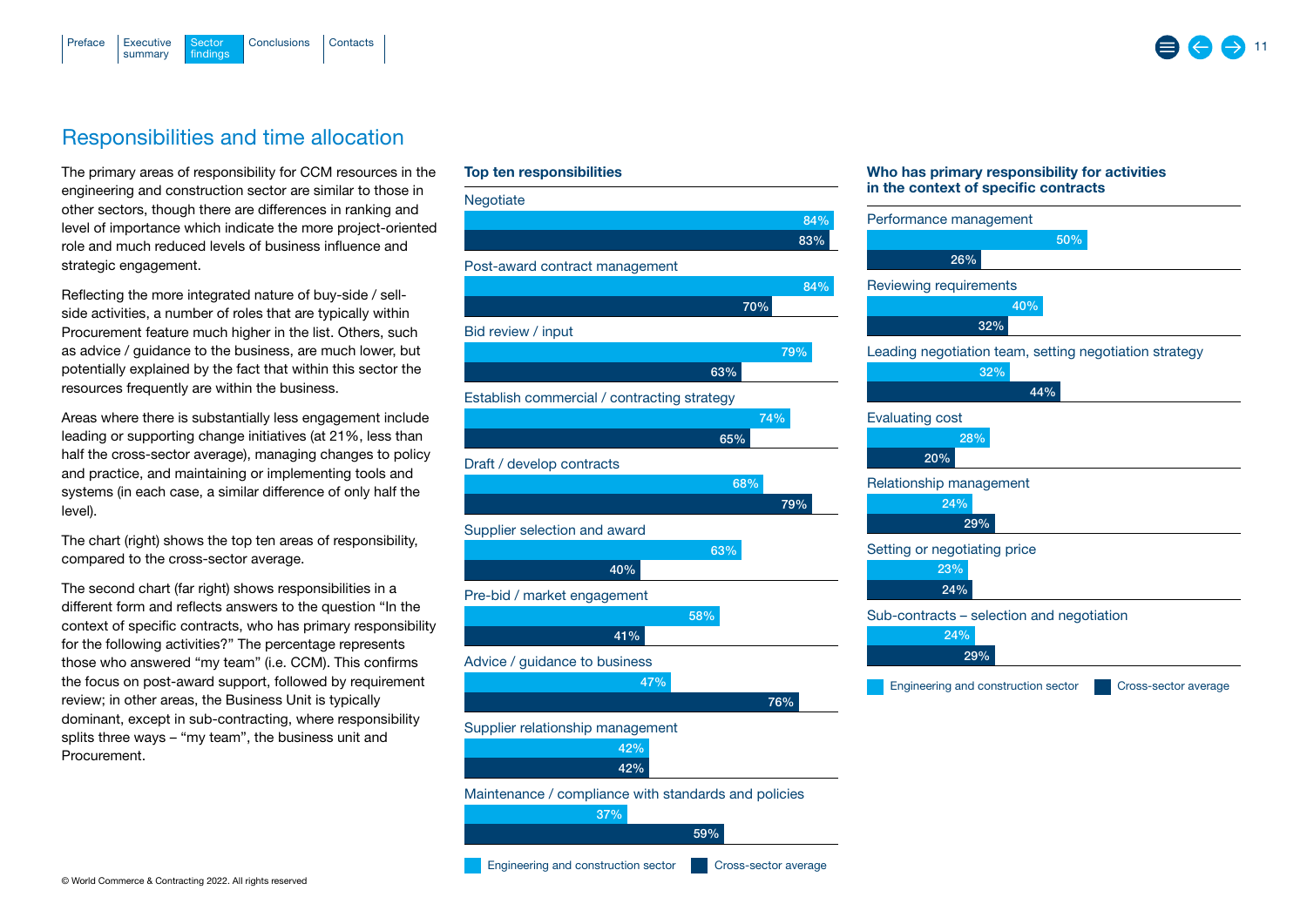## Responsibilities and time allocation

The primary areas of responsibility for CCM resources in the engineering and construction sector are similar to those in other sectors, though there are differences in ranking and level of importance which indicate the more project-oriented role and much reduced levels of business influence and strategic engagement.

Reflecting the more integrated nature of buy-side / sell-side activities, a number of roles that are typically within Procurement feature much higher in the list. Others, such as advice / guidance to the business, are much lower, but potentially explained by the fact that within this sector the resources frequently are within the business.

Areas where there is substantially less engagement include leading or supporting change initiatives (at 21%, less than half the cross-sector average), managing changes to policy and practice, and maintaining or implementing tools and systems (in each case, a similar difference of only half the level).

The chart (right) shows the top ten areas of responsibility, compared to the cross-sector average.

The second chart (far right) shows responsibilities in a different form and reflects answers to the question "In the context of specific contracts, who has primary responsibility for the following activities?" The percentage represents those who answered "my team" (i.e. CCM). This confirms the focus on post-award support, followed by requirement review; in other areas, the Business Unit is typically dominant, except in sub-contracting, where responsibility splits three ways – "my team", the business unit and Procurement.

**Top ten responsibilities**

| Responsibility | Engineering and construction sector | Cross-sector average |
|---|---|---|
| Negotiate | 84% | 83% |
| Post-award contract management | 84% | 70% |
| Bid review / input | 79% | 63% |
| Establish commercial / contracting strategy | 74% | 65% |
| Draft / develop contracts | 68% | 79% |
| Supplier selection and award | 63% | 40% |
| Pre-bid / market engagement | 58% | 41% |
| Advice / guidance to business | 47% | 76% |
| Supplier relationship management | 42% | 42% |
| Maintenance / compliance with standards and policies | 37% | 59% |

**Who has primary responsibility for activities in the context of specific contracts**

| Activity | Engineering and construction sector | Cross-sector average |
|---|---|---|
| Performance management | 50% | 26% |
| Reviewing requirements | 40% | 32% |
| Leading negotiation team, setting negotiation strategy | 32% | 44% |
| Evaluating cost | 28% | 20% |
| Relationship management | 24% | 29% |
| Setting or negotiating price | 23% | 24% |
| Sub-contracts – selection and negotiation | 24% | 29% |

© World Commerce & Contracting 2022. All rights reserved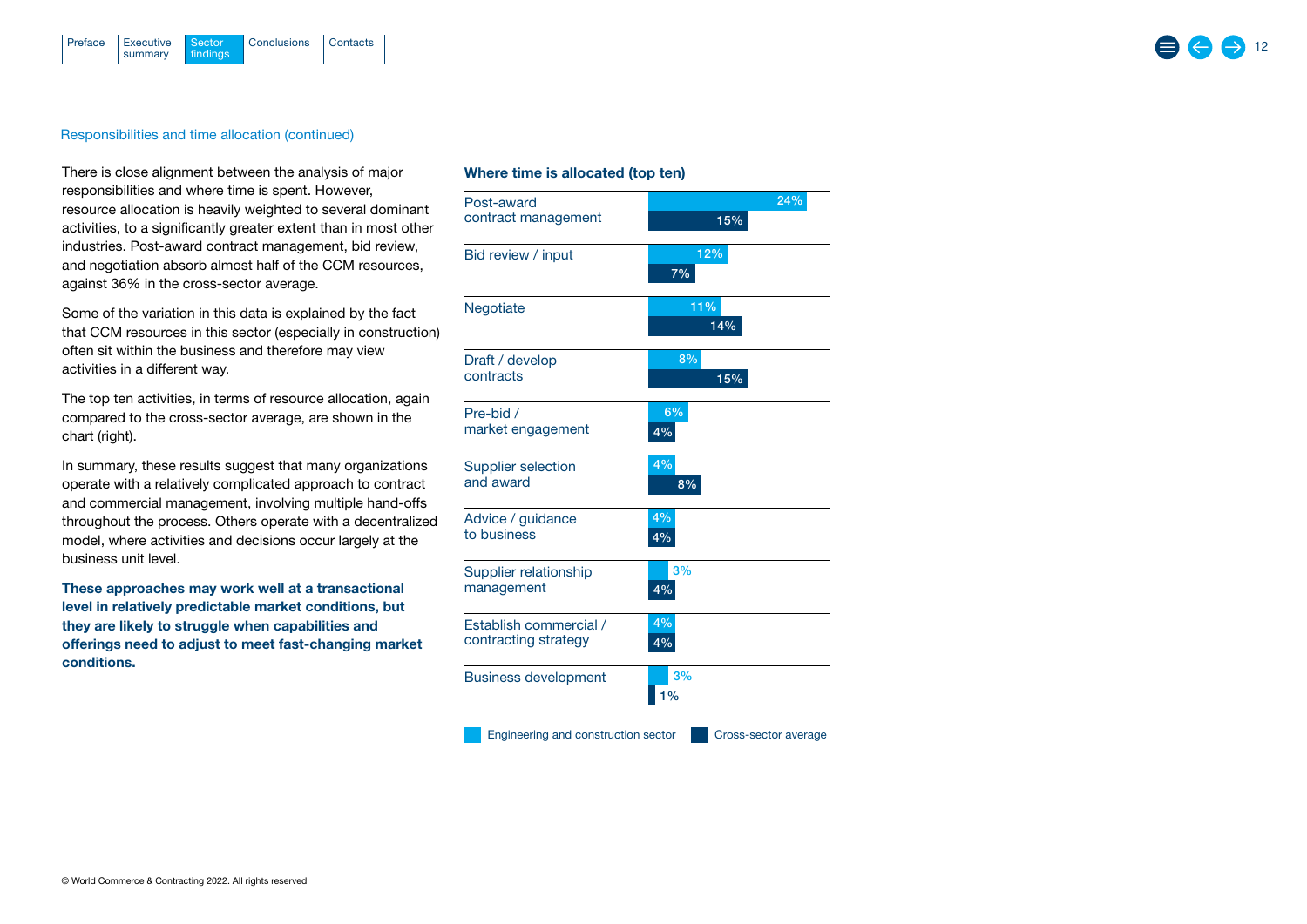Responsibilities and time allocation (continued)

There is close alignment between the analysis of major responsibilities and where time is spent. However, resource allocation is heavily weighted to several dominant activities, to a significantly greater extent than in most other industries. Post-award contract management, bid review, and negotiation absorb almost half of the CCM resources, against 36% in the cross-sector average.

Some of the variation in this data is explained by the fact that CCM resources in this sector (especially in construction) often sit within the business and therefore may view activities in a different way.

The top ten activities, in terms of resource allocation, again compared to the cross-sector average, are shown in the chart (right).

In summary, these results suggest that many organizations operate with a relatively complicated approach to contract and commercial management, involving multiple hand-offs throughout the process. Others operate with a decentralized model, where activities and decisions occur largely at the business unit level.

**These approaches may work well at a transactional level in relatively predictable market conditions, but they are likely to struggle when capabilities and offerings need to adjust to meet fast-changing market conditions.**

**Where time is allocated (top ten)**

| Activity | Engineering and construction sector | Cross-sector average |
| --- | --- | --- |
| Post-award contract management | 24% | 15% |
| Bid review / input | 12% | 7% |
| Negotiate | 11% | 14% |
| Draft / develop contracts | 8% | 15% |
| Pre-bid / market engagement | 6% | 4% |
| Supplier selection and award | 4% | 8% |
| Advice / guidance to business | 4% | 4% |
| Supplier relationship management | 3% | 4% |
| Establish commercial / contracting strategy | 4% | 4% |
| Business development | 3% | 1% |

© World Commerce & Contracting 2022. All rights reserved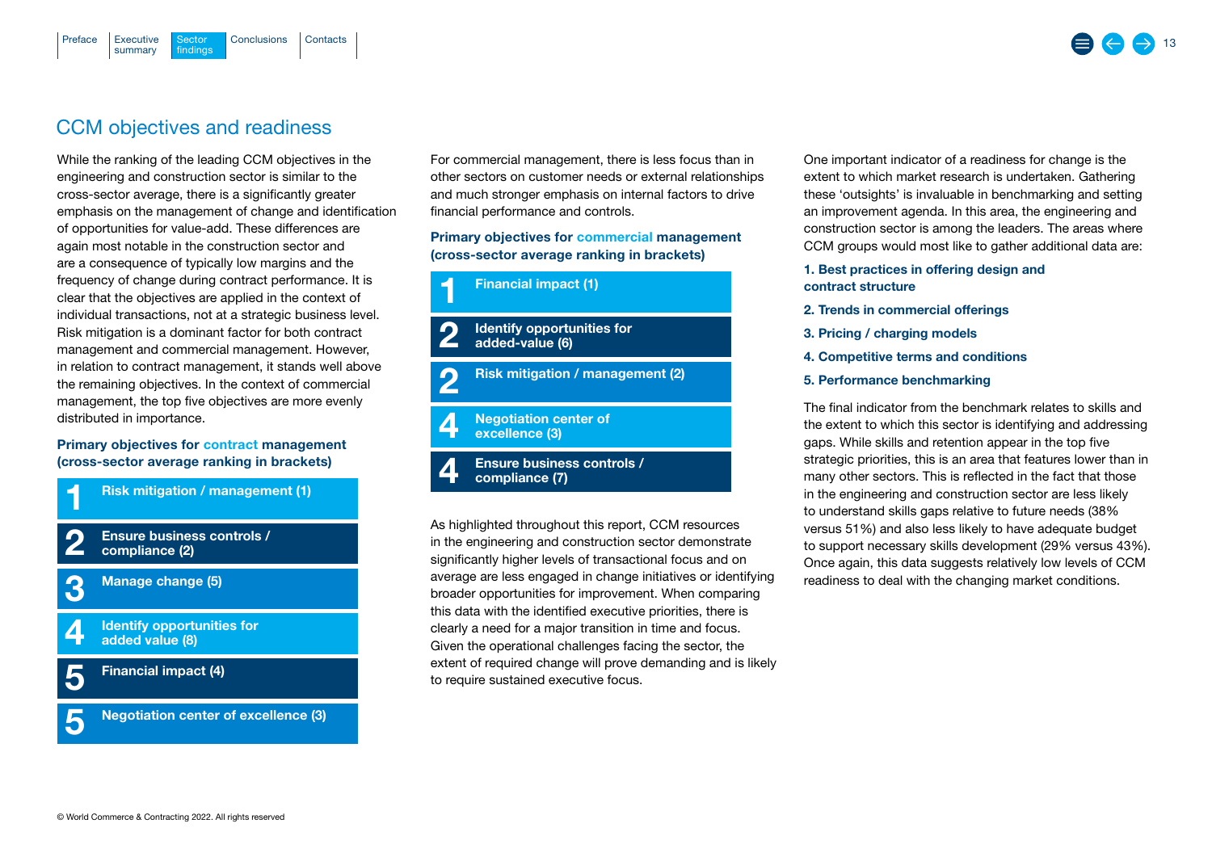## CCM objectives and readiness

While the ranking of the leading CCM objectives in the engineering and construction sector is similar to the cross-sector average, there is a significantly greater emphasis on the management of change and identification of opportunities for value-add. These differences are again most notable in the construction sector and are a consequence of typically low margins and the frequency of change during contract performance. It is clear that the objectives are applied in the context of individual transactions, not at a strategic business level. Risk mitigation is a dominant factor for both contract management and commercial management. However, in relation to contract management, it stands well above the remaining objectives. In the context of commercial management, the top five objectives are more evenly distributed in importance.

**Primary objectives for contract management (cross-sector average ranking in brackets)**

| Rank | Objective |
|---|---|
| 1 | Risk mitigation / management (1) |
| 2 | Ensure business controls / compliance (2) |
| 3 | Manage change (5) |
| 4 | Identify opportunities for added value (8) |
| 5 | Financial impact (4) |
| 5 | Negotiation center of excellence (3) |

For commercial management, there is less focus than in other sectors on customer needs or external relationships and much stronger emphasis on internal factors to drive financial performance and controls.

**Primary objectives for commercial management (cross-sector average ranking in brackets)**

| Rank | Objective |
|---|---|
| 1 | Financial impact (1) |
| 2 | Identify opportunities for added-value (6) |
| 2 | Risk mitigation / management (2) |
| 4 | Negotiation center of excellence (3) |
| 4 | Ensure business controls / compliance (7) |

As highlighted throughout this report, CCM resources in the engineering and construction sector demonstrate significantly higher levels of transactional focus and on average are less engaged in change initiatives or identifying broader opportunities for improvement. When comparing this data with the identified executive priorities, there is clearly a need for a major transition in time and focus. Given the operational challenges facing the sector, the extent of required change will prove demanding and is likely to require sustained executive focus.

One important indicator of a readiness for change is the extent to which market research is undertaken. Gathering these 'outsights' is invaluable in benchmarking and setting an improvement agenda. In this area, the engineering and construction sector is among the leaders. The areas where CCM groups would most like to gather additional data are:

1. **Best practices in offering design and contract structure**
2. **Trends in commercial offerings**
3. **Pricing / charging models**
4. **Competitive terms and conditions**
5. **Performance benchmarking**

The final indicator from the benchmark relates to skills and the extent to which this sector is identifying and addressing gaps. While skills and retention appear in the top five strategic priorities, this is an area that features lower than in many other sectors. This is reflected in the fact that those in the engineering and construction sector are less likely to understand skills gaps relative to future needs (38% versus 51%) and also less likely to have adequate budget to support necessary skills development (29% versus 43%). Once again, this data suggests relatively low levels of CCM readiness to deal with the changing market conditions.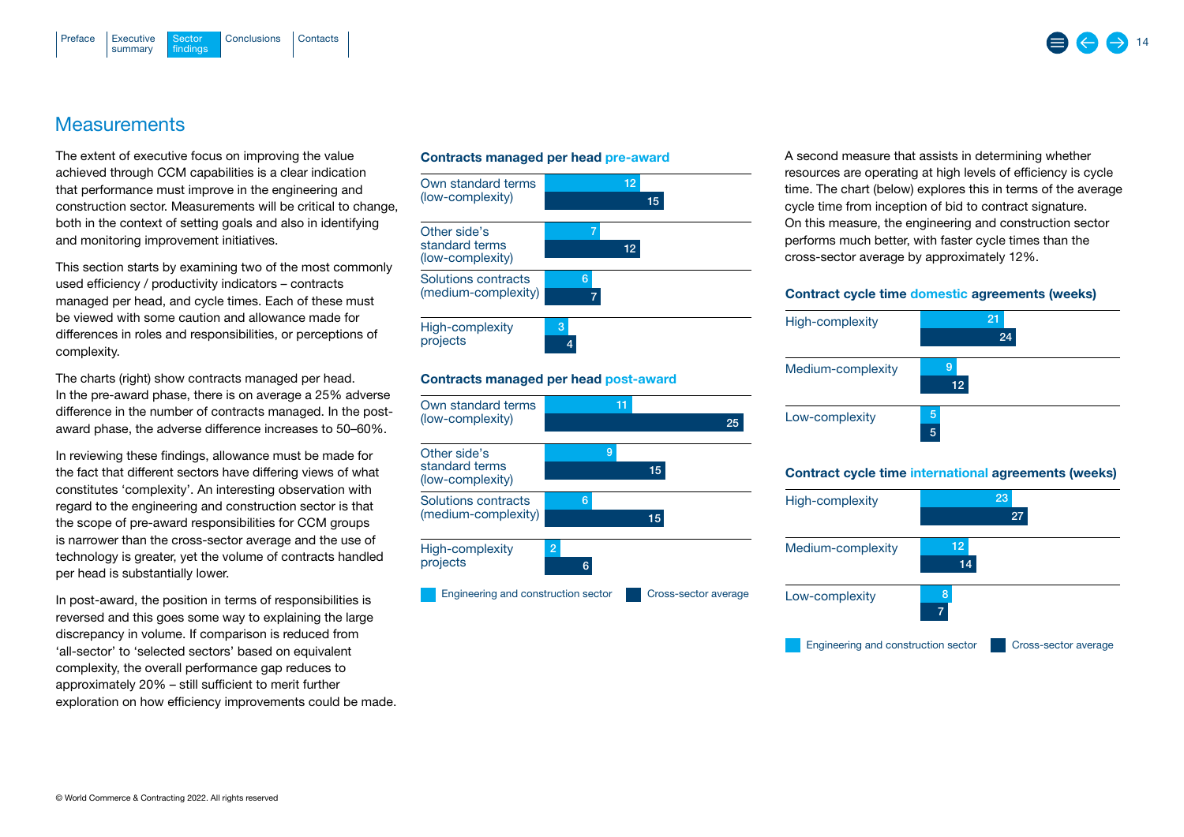## Measurements

The extent of executive focus on improving the value achieved through CCM capabilities is a clear indication that performance must improve in the engineering and construction sector. Measurements will be critical to change, both in the context of setting goals and also in identifying and monitoring improvement initiatives.

This section starts by examining two of the most commonly used efficiency / productivity indicators – contracts managed per head, and cycle times. Each of these must be viewed with some caution and allowance made for differences in roles and responsibilities, or perceptions of complexity.

The charts (right) show contracts managed per head. In the pre-award phase, there is on average a 25% adverse difference in the number of contracts managed. In the post-award phase, the adverse difference increases to 50–60%.

In reviewing these findings, allowance must be made for the fact that different sectors have differing views of what constitutes 'complexity'. An interesting observation with regard to the engineering and construction sector is that the scope of pre-award responsibilities for CCM groups is narrower than the cross-sector average and the use of technology is greater, yet the volume of contracts handled per head is substantially lower.

In post-award, the position in terms of responsibilities is reversed and this goes some way to explaining the large discrepancy in volume. If comparison is reduced from 'all-sector' to 'selected sectors' based on equivalent complexity, the overall performance gap reduces to approximately 20% – still sufficient to merit further exploration on how efficiency improvements could be made.

**Contracts managed per head pre-award**

| | Engineering and construction sector | Cross-sector average |
|---|---|---|
| Own standard terms (low-complexity) | 12 | 15 |
| Other side's standard terms (low-complexity) | 7 | 12 |
| Solutions contracts (medium-complexity) | 6 | 7 |
| High-complexity projects | 3 | 4 |

**Contracts managed per head post-award**

| | Engineering and construction sector | Cross-sector average |
|---|---|---|
| Own standard terms (low-complexity) | 11 | 25 |
| Other side's standard terms (low-complexity) | 9 | 15 |
| Solutions contracts (medium-complexity) | 6 | 15 |
| High-complexity projects | 2 | 6 |

A second measure that assists in determining whether resources are operating at high levels of efficiency is cycle time. The chart (below) explores this in terms of the average cycle time from inception of bid to contract signature. On this measure, the engineering and construction sector performs much better, with faster cycle times than the cross-sector average by approximately 12%.

**Contract cycle time domestic agreements (weeks)**

| | Engineering and construction sector | Cross-sector average |
|---|---|---|
| High-complexity | 21 | 24 |
| Medium-complexity | 9 | 12 |
| Low-complexity | 5 | 5 |

**Contract cycle time international agreements (weeks)**

| | Engineering and construction sector | Cross-sector average |
|---|---|---|
| High-complexity | 23 | 27 |
| Medium-complexity | 12 | 14 |
| Low-complexity | 8 | 7 |

© World Commerce & Contracting 2022. All rights reserved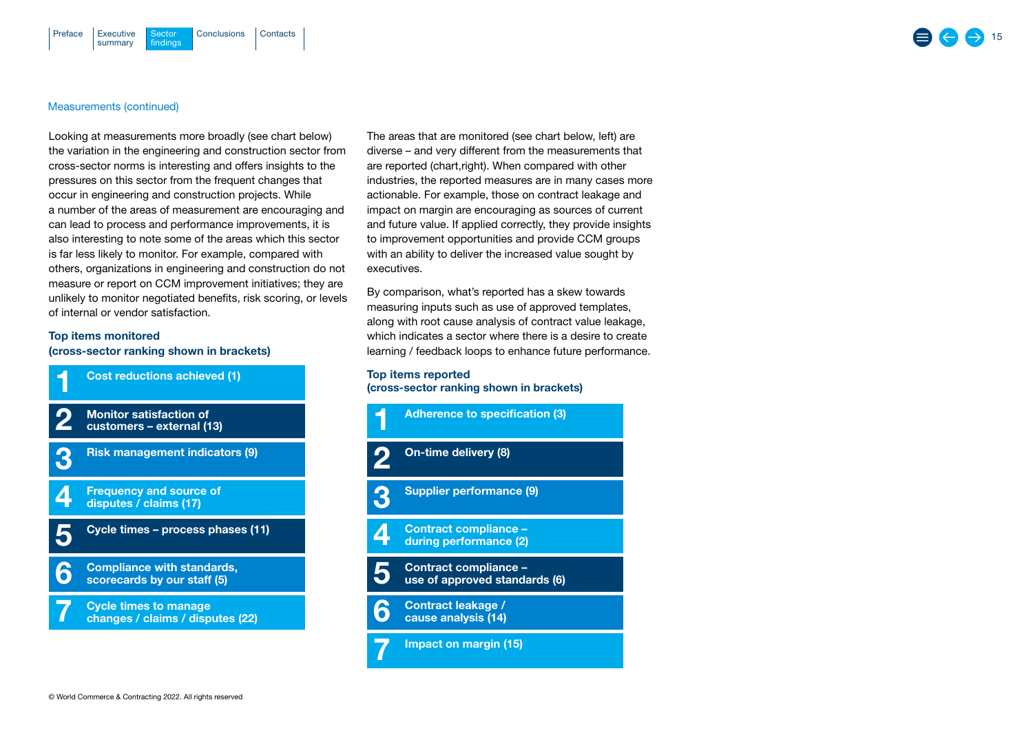Measurements (continued)

Looking at measurements more broadly (see chart below) the variation in the engineering and construction sector from cross-sector norms is interesting and offers insights to the pressures on this sector from the frequent changes that occur in engineering and construction projects. While a number of the areas of measurement are encouraging and can lead to process and performance improvements, it is also interesting to note some of the areas which this sector is far less likely to monitor. For example, compared with others, organizations in engineering and construction do not measure or report on CCM improvement initiatives; they are unlikely to monitor negotiated benefits, risk scoring, or levels of internal or vendor satisfaction.

**Top items monitored (cross-sector ranking shown in brackets)**

1. **Cost reductions achieved (1)**
2. **Monitor satisfaction of customers – external (13)**
3. **Risk management indicators (9)**
4. **Frequency and source of disputes / claims (17)**
5. **Cycle times – process phases (11)**
6. **Compliance with standards, scorecards by our staff (5)**
7. **Cycle times to manage changes / claims / disputes (22)**

The areas that are monitored (see chart below, left) are diverse – and very different from the measurements that are reported (chart,right). When compared with other industries, the reported measures are in many cases more actionable. For example, those on contract leakage and impact on margin are encouraging as sources of current and future value. If applied correctly, they provide insights to improvement opportunities and provide CCM groups with an ability to deliver the increased value sought by executives.

By comparison, what's reported has a skew towards measuring inputs such as use of approved templates, along with root cause analysis of contract value leakage, which indicates a sector where there is a desire to create learning / feedback loops to enhance future performance.

**Top items reported (cross-sector ranking shown in brackets)**

1. **Adherence to specification (3)**
2. **On-time delivery (8)**
3. **Supplier performance (9)**
4. **Contract compliance – during performance (2)**
5. **Contract compliance – use of approved standards (6)**
6. **Contract leakage / cause analysis (14)**
7. **Impact on margin (15)**

© World Commerce & Contracting 2022. All rights reserved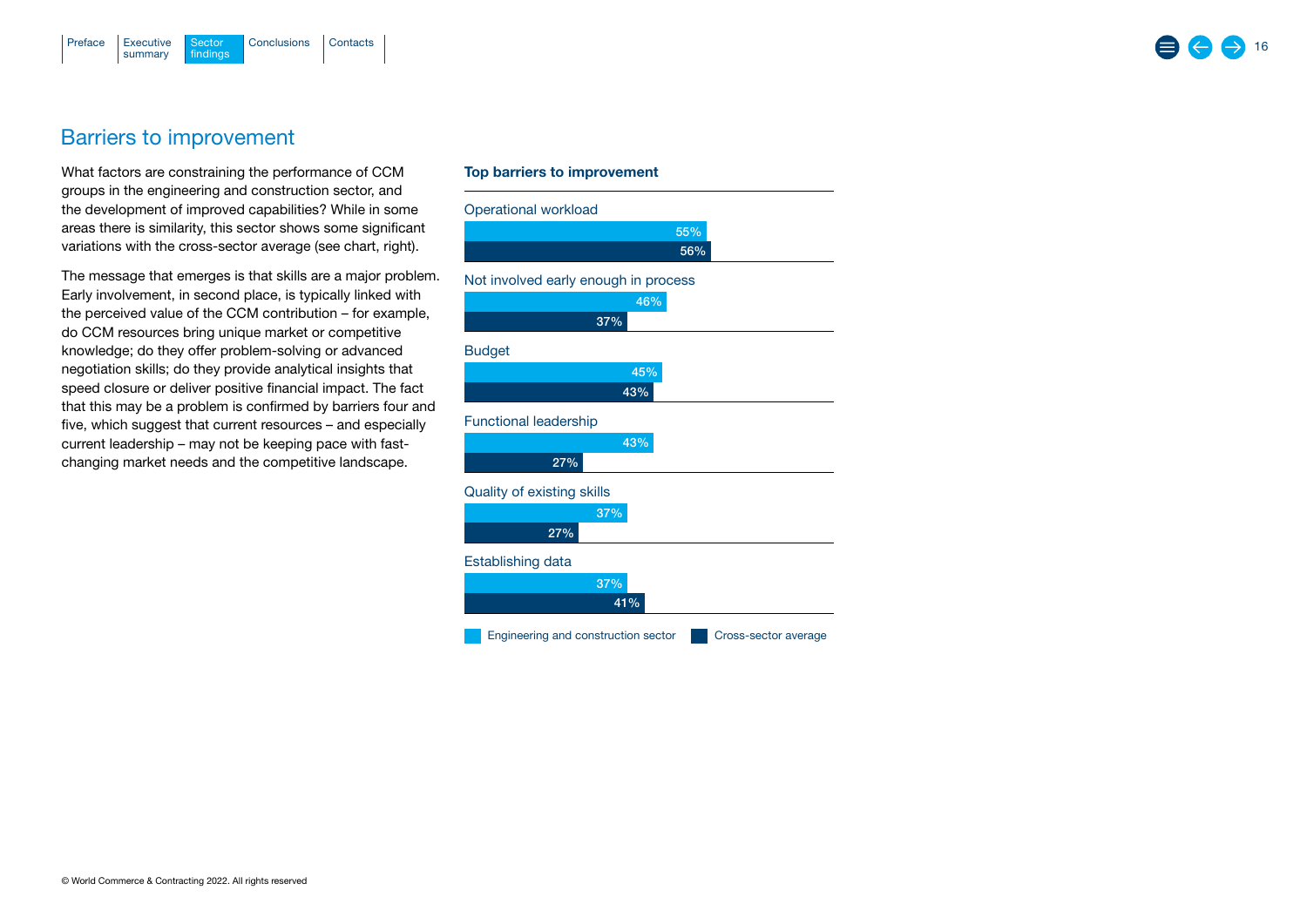## Barriers to improvement

What factors are constraining the performance of CCM groups in the engineering and construction sector, and the development of improved capabilities? While in some areas there is similarity, this sector shows some significant variations with the cross-sector average (see chart, right).

The message that emerges is that skills are a major problem. Early involvement, in second place, is typically linked with the perceived value of the CCM contribution – for example, do CCM resources bring unique market or competitive knowledge; do they offer problem-solving or advanced negotiation skills; do they provide analytical insights that speed closure or deliver positive financial impact. The fact that this may be a problem is confirmed by barriers four and five, which suggest that current resources – and especially current leadership – may not be keeping pace with fast-changing market needs and the competitive landscape.

**Top barriers to improvement**

| Barrier | Engineering and construction sector | Cross-sector average |
|---|---|---|
| Operational workload | 55% | 56% |
| Not involved early enough in process | 46% | 37% |
| Budget | 45% | 43% |
| Functional leadership | 43% | 27% |
| Quality of existing skills | 37% | 27% |
| Establishing data | 37% | 41% |

© World Commerce & Contracting 2022. All rights reserved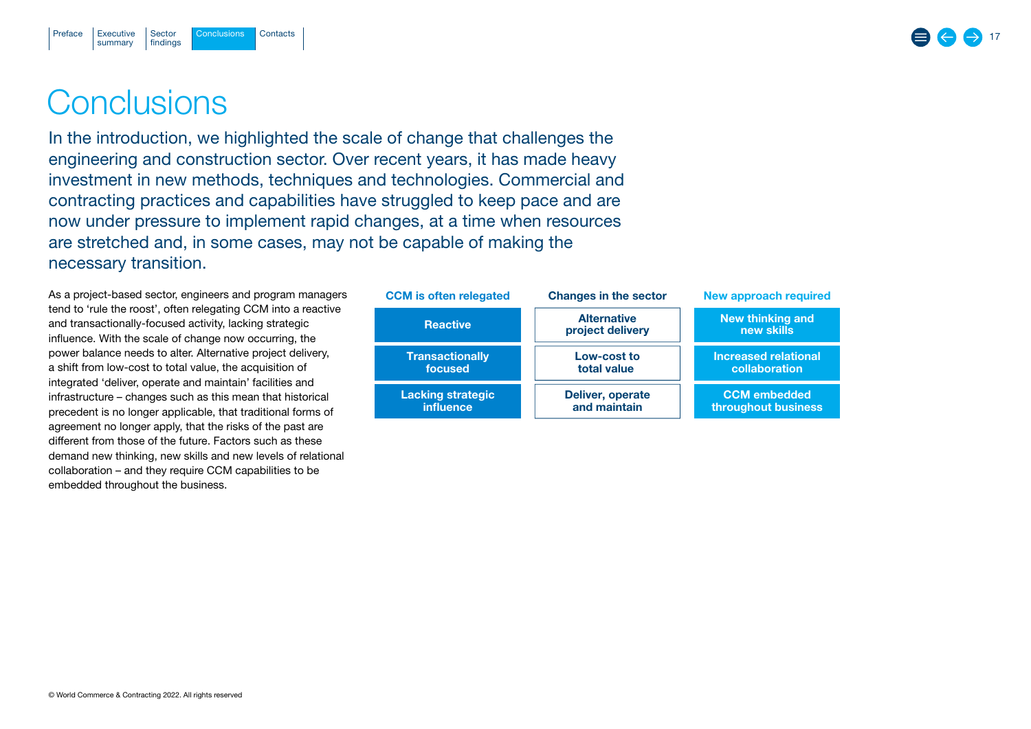# Conclusions

In the introduction, we highlighted the scale of change that challenges the engineering and construction sector. Over recent years, it has made heavy investment in new methods, techniques and technologies. Commercial and contracting practices and capabilities have struggled to keep pace and are now under pressure to implement rapid changes, at a time when resources are stretched and, in some cases, may not be capable of making the necessary transition.

As a project-based sector, engineers and program managers tend to 'rule the roost', often relegating CCM into a reactive and transactionally-focused activity, lacking strategic influence. With the scale of change now occurring, the power balance needs to alter. Alternative project delivery, a shift from low-cost to total value, the acquisition of integrated 'deliver, operate and maintain' facilities and infrastructure – changes such as this mean that historical precedent is no longer applicable, that traditional forms of agreement no longer apply, that the risks of the past are different from those of the future. Factors such as these demand new thinking, new skills and new levels of relational collaboration – and they require CCM capabilities to be embedded throughout the business.

| CCM is often relegated | Changes in the sector | New approach required |
|---|---|---|
| Reactive | Alternative project delivery | New thinking and new skills |
| Transactionally focused | Low-cost to total value | Increased relational collaboration |
| Lacking strategic influence | Deliver, operate and maintain | CCM embedded throughout business |

© World Commerce & Contracting 2022. All rights reserved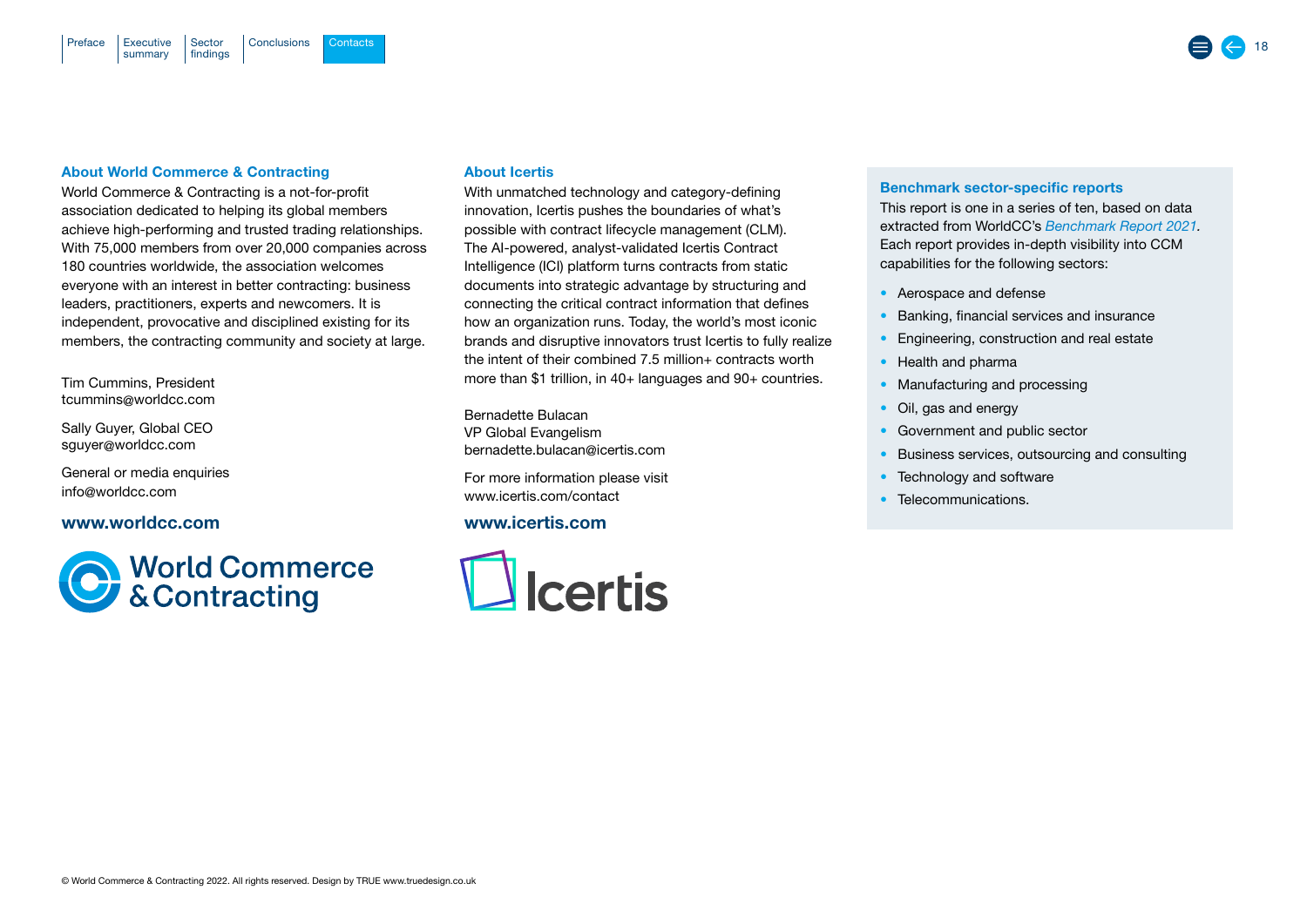## About World Commerce & Contracting

World Commerce & Contracting is a not-for-profit association dedicated to helping its global members achieve high-performing and trusted trading relationships. With 75,000 members from over 20,000 companies across 180 countries worldwide, the association welcomes everyone with an interest in better contracting: business leaders, practitioners, experts and newcomers. It is independent, provocative and disciplined existing for its members, the contracting community and society at large.

Tim Cummins, President
tcummins@worldcc.com

Sally Guyer, Global CEO
sguyer@worldcc.com

General or media enquiries
info@worldcc.com

**www.worldcc.com**

## About Icertis

With unmatched technology and category-defining innovation, Icertis pushes the boundaries of what's possible with contract lifecycle management (CLM). The AI-powered, analyst-validated Icertis Contract Intelligence (ICI) platform turns contracts from static documents into strategic advantage by structuring and connecting the critical contract information that defines how an organization runs. Today, the world's most iconic brands and disruptive innovators trust Icertis to fully realize the intent of their combined 7.5 million+ contracts worth more than $1 trillion, in 40+ languages and 90+ countries.

Bernadette Bulacan
VP Global Evangelism
bernadette.bulacan@icertis.com

For more information please visit
www.icertis.com/contact

**www.icertis.com**

## Benchmark sector-specific reports

This report is one in a series of ten, based on data extracted from WorldCC's *Benchmark Report 2021*. Each report provides in-depth visibility into CCM capabilities for the following sectors:

- Aerospace and defense
- Banking, financial services and insurance
- Engineering, construction and real estate
- Health and pharma
- Manufacturing and processing
- Oil, gas and energy
- Government and public sector
- Business services, outsourcing and consulting
- Technology and software
- Telecommunications.

© World Commerce & Contracting 2022. All rights reserved. Design by TRUE www.truedesign.co.uk